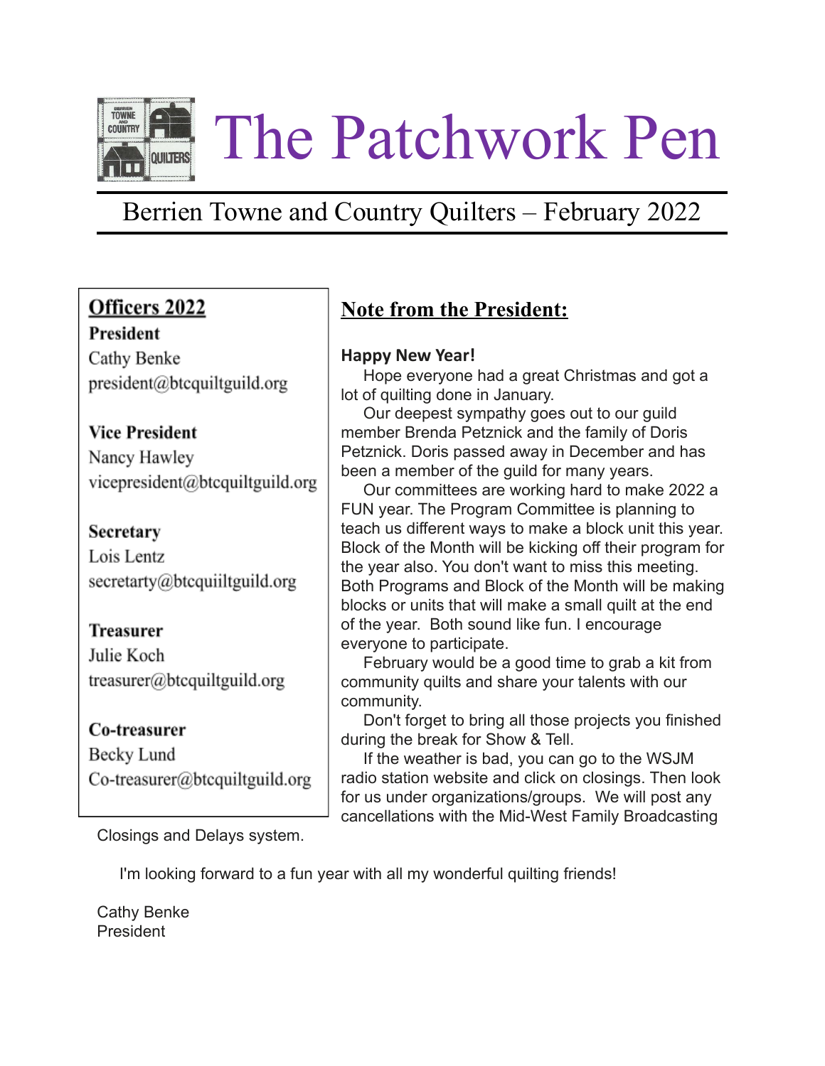# The Patchwork Pen

## Berrien Towne and Country Quilters – February 2022

**Officers 2022**

**President**
Cathy Benke
president@btcquiltguild.org

**Vice President**
Nancy Hawley
vicepresident@btcquiltguild.org

**Secretary**
Lois Lentz
secretarty@btcquiiltguild.org

**Treasurer**
Julie Koch
treasurer@btcquiltguild.org

**Co-treasurer**
Becky Lund
Co-treasurer@btcquiltguild.org

## Note from the President:

**Happy New Year!**

Hope everyone had a great Christmas and got a lot of quilting done in January.

Our deepest sympathy goes out to our guild member Brenda Petznick and the family of Doris Petznick. Doris passed away in December and has been a member of the guild for many years.

Our committees are working hard to make 2022 a FUN year. The Program Committee is planning to teach us different ways to make a block unit this year. Block of the Month will be kicking off their program for the year also. You don't want to miss this meeting. Both Programs and Block of the Month will be making blocks or units that will make a small quilt at the end of the year. Both sound like fun. I encourage everyone to participate.

February would be a good time to grab a kit from community quilts and share your talents with our community.

Don't forget to bring all those projects you finished during the break for Show & Tell.

If the weather is bad, you can go to the WSJM radio station website and click on closings. Then look for us under organizations/groups. We will post any cancellations with the Mid-West Family Broadcasting Closings and Delays system.

I'm looking forward to a fun year with all my wonderful quilting friends!

Cathy Benke
President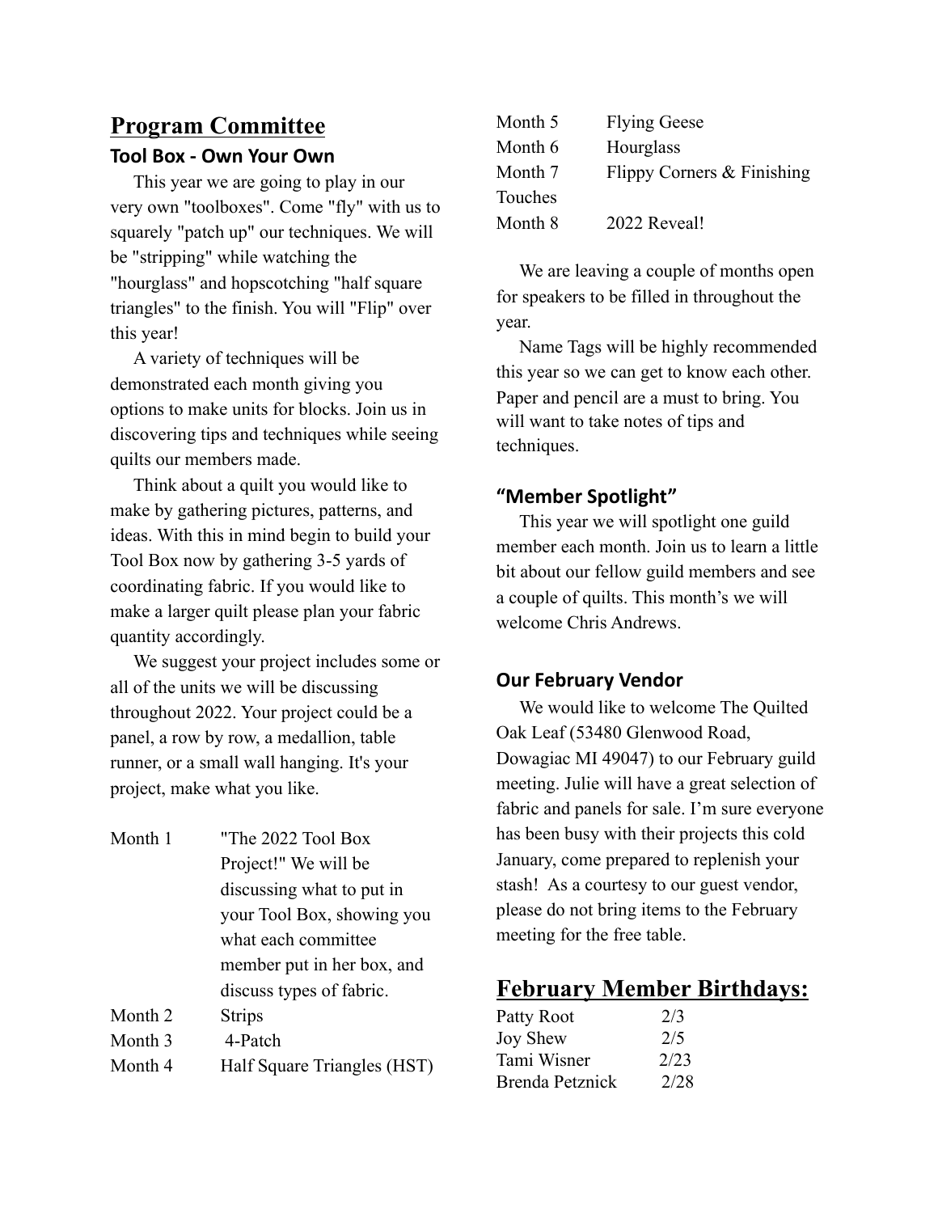## Program Committee

### Tool Box - Own Your Own

This year we are going to play in our very own "toolboxes". Come "fly" with us to squarely "patch up" our techniques. We will be "stripping" while watching the "hourglass" and hopscotching "half square triangles" to the finish. You will "Flip" over this year!

A variety of techniques will be demonstrated each month giving you options to make units for blocks. Join us in discovering tips and techniques while seeing quilts our members made.

Think about a quilt you would like to make by gathering pictures, patterns, and ideas. With this in mind begin to build your Tool Box now by gathering 3-5 yards of coordinating fabric. If you would like to make a larger quilt please plan your fabric quantity accordingly.

We suggest your project includes some or all of the units we will be discussing throughout 2022. Your project could be a panel, a row by row, a medallion, table runner, or a small wall hanging. It's your project, make what you like.

| | |
|---|---|
| Month 1 | "The 2022 Tool Box Project!" We will be discussing what to put in your Tool Box, showing you what each committee member put in her box, and discuss types of fabric. |
| Month 2 | Strips |
| Month 3 | 4-Patch |
| Month 4 | Half Square Triangles (HST) |
| Month 5 | Flying Geese |
| Month 6 | Hourglass |
| Month 7 | Flippy Corners & Finishing Touches |
| Month 8 | 2022 Reveal! |

We are leaving a couple of months open for speakers to be filled in throughout the year.

Name Tags will be highly recommended this year so we can get to know each other. Paper and pencil are a must to bring. You will want to take notes of tips and techniques.

### "Member Spotlight"

This year we will spotlight one guild member each month. Join us to learn a little bit about our fellow guild members and see a couple of quilts. This month's we will welcome Chris Andrews.

### Our February Vendor

We would like to welcome The Quilted Oak Leaf (53480 Glenwood Road, Dowagiac MI 49047) to our February guild meeting. Julie will have a great selection of fabric and panels for sale. I'm sure everyone has been busy with their projects this cold January, come prepared to replenish your stash! As a courtesy to our guest vendor, please do not bring items to the February meeting for the free table.

## February Member Birthdays:

| | |
|---|---|
| Patty Root | 2/3 |
| Joy Shew | 2/5 |
| Tami Wisner | 2/23 |
| Brenda Petznick | 2/28 |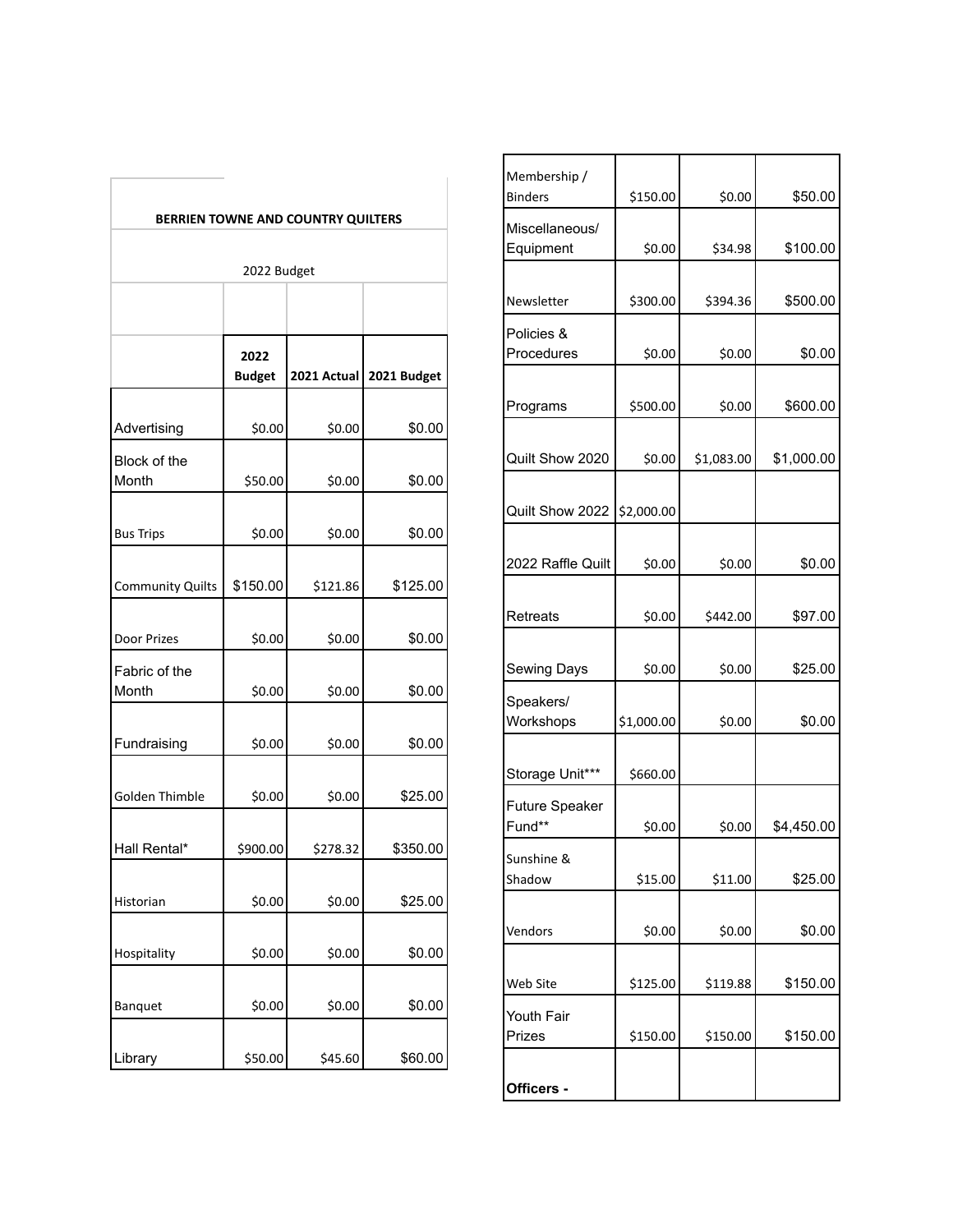**BERRIEN TOWNE AND COUNTRY QUILTERS**

2022 Budget

| | 2022 Budget | 2021 Actual | 2021 Budget |
|---|---|---|---|
| Advertising | $0.00 | $0.00 | $0.00 |
| Block of the Month | $50.00 | $0.00 | $0.00 |
| Bus Trips | $0.00 | $0.00 | $0.00 |
| Community Quilts | $150.00 | $121.86 | $125.00 |
| Door Prizes | $0.00 | $0.00 | $0.00 |
| Fabric of the Month | $0.00 | $0.00 | $0.00 |
| Fundraising | $0.00 | $0.00 | $0.00 |
| Golden Thimble | $0.00 | $0.00 | $25.00 |
| Hall Rental* | $900.00 | $278.32 | $350.00 |
| Historian | $0.00 | $0.00 | $25.00 |
| Hospitality | $0.00 | $0.00 | $0.00 |
| Banquet | $0.00 | $0.00 | $0.00 |
| Library | $50.00 | $45.60 | $60.00 |
| Membership / Binders | $150.00 | $0.00 | $50.00 |
| Miscellaneous/ Equipment | $0.00 | $34.98 | $100.00 |
| Newsletter | $300.00 | $394.36 | $500.00 |
| Policies & Procedures | $0.00 | $0.00 | $0.00 |
| Programs | $500.00 | $0.00 | $600.00 |
| Quilt Show 2020 | $0.00 | $1,083.00 | $1,000.00 |
| Quilt Show 2022 | $2,000.00 | | |
| 2022 Raffle Quilt | $0.00 | $0.00 | $0.00 |
| Retreats | $0.00 | $442.00 | $97.00 |
| Sewing Days | $0.00 | $0.00 | $25.00 |
| Speakers/ Workshops | $1,000.00 | $0.00 | $0.00 |
| Storage Unit*** | $660.00 | | |
| Future Speaker Fund** | $0.00 | $0.00 | $4,450.00 |
| Sunshine & Shadow | $15.00 | $11.00 | $25.00 |
| Vendors | $0.00 | $0.00 | $0.00 |
| Web Site | $125.00 | $119.88 | $150.00 |
| Youth Fair Prizes | $150.00 | $150.00 | $150.00 |
| **Officers -** | | | |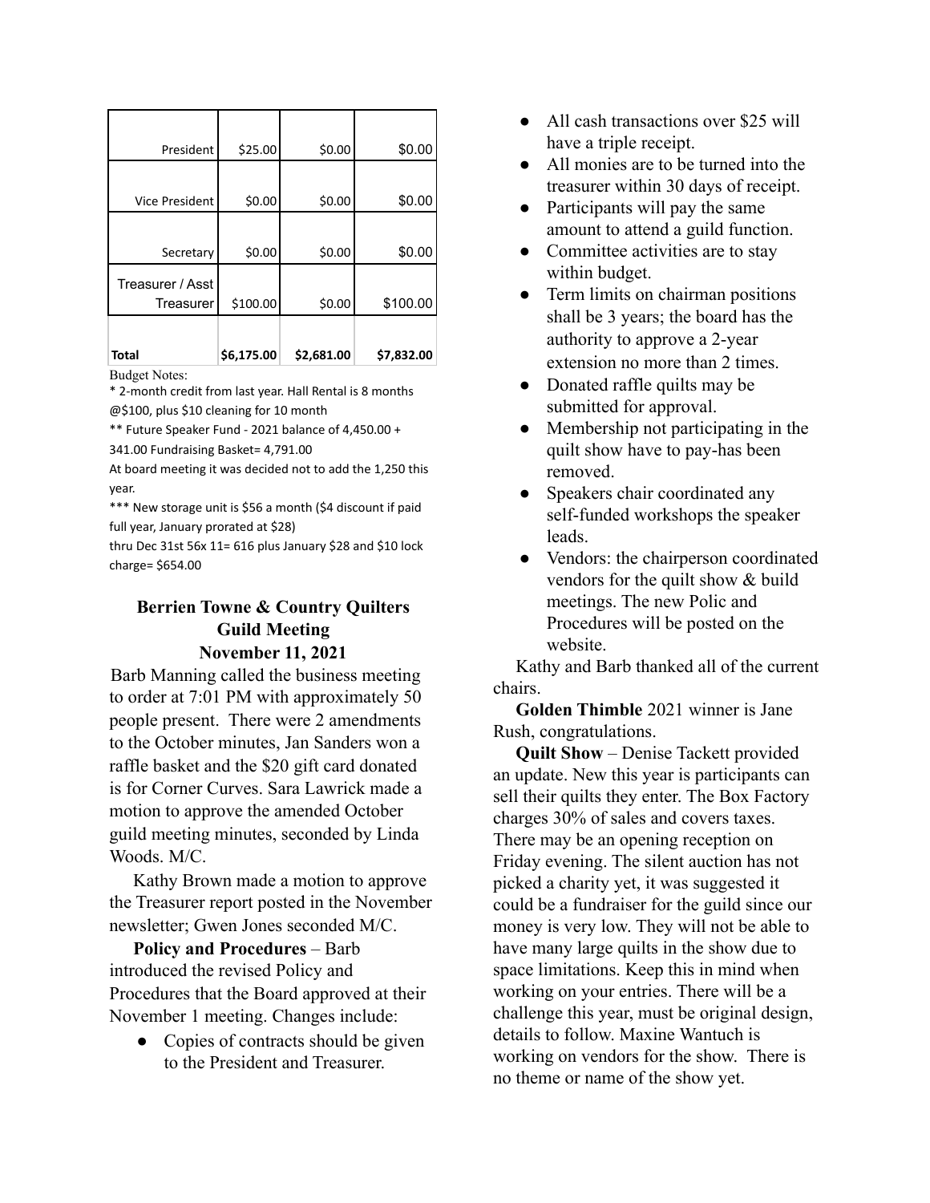| | | | |
|---|---|---|---|
| President | $25.00 | $0.00 | $0.00 |
| Vice President | $0.00 | $0.00 | $0.00 |
| Secretary | $0.00 | $0.00 | $0.00 |
| Treasurer / Asst Treasurer | $100.00 | $0.00 | $100.00 |
| **Total** | **$6,175.00** | **$2,681.00** | **$7,832.00** |

Budget Notes:

* 2-month credit from last year. Hall Rental is 8 months @$100, plus $10 cleaning for 10 month

** Future Speaker Fund - 2021 balance of 4,450.00 + 341.00 Fundraising Basket= 4,791.00

At board meeting it was decided not to add the 1,250 this year.

*** New storage unit is $56 a month ($4 discount if paid full year, January prorated at $28)

thru Dec 31st 56x 11= 616 plus January $28 and $10 lock charge= $654.00

## Berrien Towne & Country Quilters Guild Meeting November 11, 2021

Barb Manning called the business meeting to order at 7:01 PM with approximately 50 people present. There were 2 amendments to the October minutes, Jan Sanders won a raffle basket and the $20 gift card donated is for Corner Curves. Sara Lawrick made a motion to approve the amended October guild meeting minutes, seconded by Linda Woods. M/C.

Kathy Brown made a motion to approve the Treasurer report posted in the November newsletter; Gwen Jones seconded M/C.

**Policy and Procedures** – Barb introduced the revised Policy and Procedures that the Board approved at their November 1 meeting. Changes include:

- Copies of contracts should be given to the President and Treasurer.
- All cash transactions over $25 will have a triple receipt.
- All monies are to be turned into the treasurer within 30 days of receipt.
- Participants will pay the same amount to attend a guild function.
- Committee activities are to stay within budget.
- Term limits on chairman positions shall be 3 years; the board has the authority to approve a 2-year extension no more than 2 times.
- Donated raffle quilts may be submitted for approval.
- Membership not participating in the quilt show have to pay-has been removed.
- Speakers chair coordinated any self-funded workshops the speaker leads.
- Vendors: the chairperson coordinated vendors for the quilt show & build meetings. The new Polic and Procedures will be posted on the website.

Kathy and Barb thanked all of the current chairs.

**Golden Thimble** 2021 winner is Jane Rush, congratulations.

**Quilt Show** – Denise Tackett provided an update. New this year is participants can sell their quilts they enter. The Box Factory charges 30% of sales and covers taxes. There may be an opening reception on Friday evening. The silent auction has not picked a charity yet, it was suggested it could be a fundraiser for the guild since our money is very low. They will not be able to have many large quilts in the show due to space limitations. Keep this in mind when working on your entries. There will be a challenge this year, must be original design, details to follow. Maxine Wantuch is working on vendors for the show. There is no theme or name of the show yet.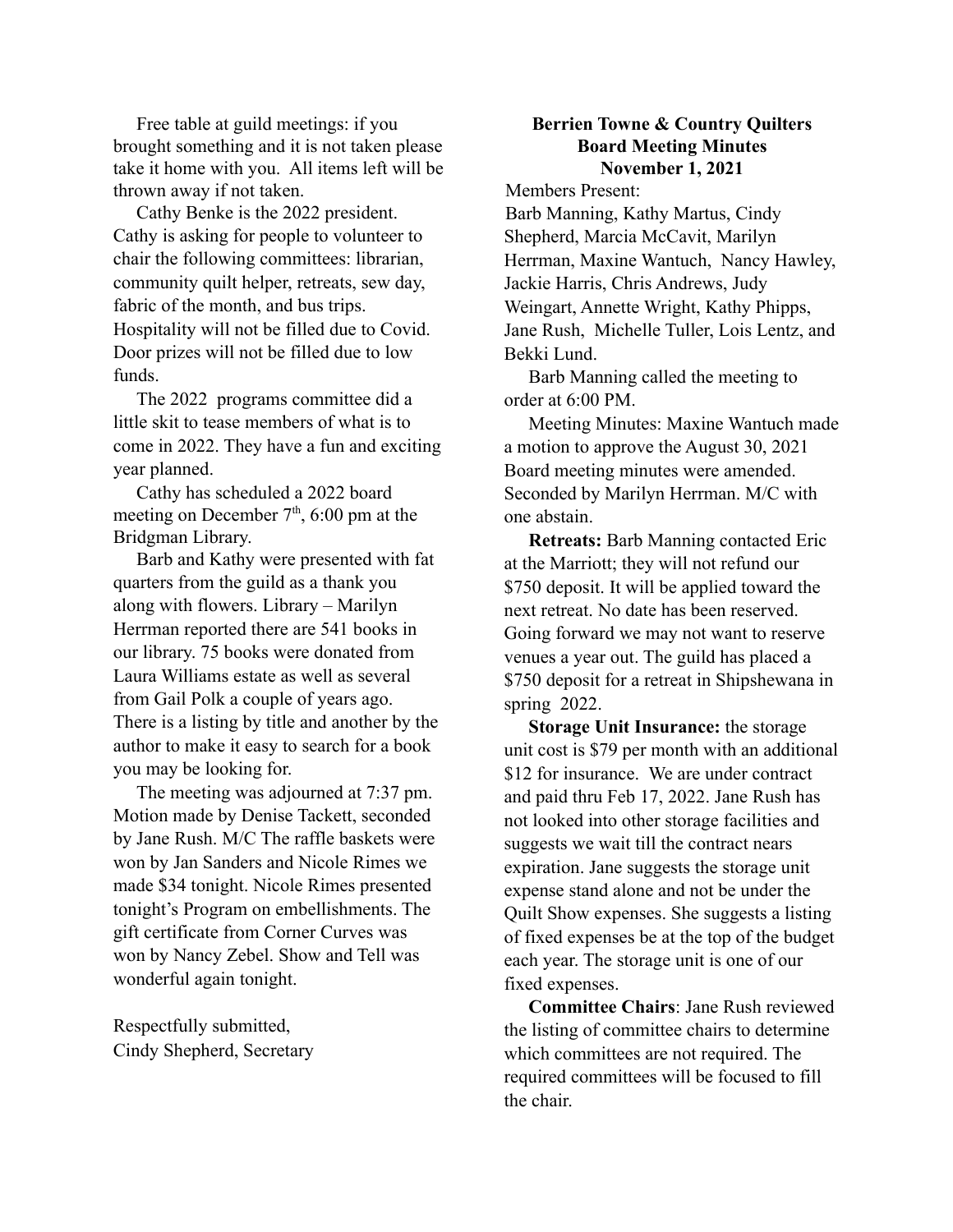Free table at guild meetings: if you brought something and it is not taken please take it home with you. All items left will be thrown away if not taken.

Cathy Benke is the 2022 president. Cathy is asking for people to volunteer to chair the following committees: librarian, community quilt helper, retreats, sew day, fabric of the month, and bus trips. Hospitality will not be filled due to Covid. Door prizes will not be filled due to low funds.

The 2022 programs committee did a little skit to tease members of what is to come in 2022. They have a fun and exciting year planned.

Cathy has scheduled a 2022 board meeting on December 7th, 6:00 pm at the Bridgman Library.

Barb and Kathy were presented with fat quarters from the guild as a thank you along with flowers. Library – Marilyn Herrman reported there are 541 books in our library. 75 books were donated from Laura Williams estate as well as several from Gail Polk a couple of years ago. There is a listing by title and another by the author to make it easy to search for a book you may be looking for.

The meeting was adjourned at 7:37 pm. Motion made by Denise Tackett, seconded by Jane Rush. M/C The raffle baskets were won by Jan Sanders and Nicole Rimes we made $34 tonight. Nicole Rimes presented tonight's Program on embellishments. The gift certificate from Corner Curves was won by Nancy Zebel. Show and Tell was wonderful again tonight.

Respectfully submitted,
Cindy Shepherd, Secretary

## Berrien Towne & Country Quilters Board Meeting Minutes November 1, 2021

Members Present:
Barb Manning, Kathy Martus, Cindy Shepherd, Marcia McCavit, Marilyn Herrman, Maxine Wantuch, Nancy Hawley, Jackie Harris, Chris Andrews, Judy Weingart, Annette Wright, Kathy Phipps, Jane Rush, Michelle Tuller, Lois Lentz, and Bekki Lund.

Barb Manning called the meeting to order at 6:00 PM.

Meeting Minutes: Maxine Wantuch made a motion to approve the August 30, 2021 Board meeting minutes were amended. Seconded by Marilyn Herrman. M/C with one abstain.

**Retreats:** Barb Manning contacted Eric at the Marriott; they will not refund our $750 deposit. It will be applied toward the next retreat. No date has been reserved. Going forward we may not want to reserve venues a year out. The guild has placed a $750 deposit for a retreat in Shipshewana in spring 2022.

**Storage Unit Insurance:** the storage unit cost is $79 per month with an additional $12 for insurance. We are under contract and paid thru Feb 17, 2022. Jane Rush has not looked into other storage facilities and suggests we wait till the contract nears expiration. Jane suggests the storage unit expense stand alone and not be under the Quilt Show expenses. She suggests a listing of fixed expenses be at the top of the budget each year. The storage unit is one of our fixed expenses.

**Committee Chairs**: Jane Rush reviewed the listing of committee chairs to determine which committees are not required. The required committees will be focused to fill the chair.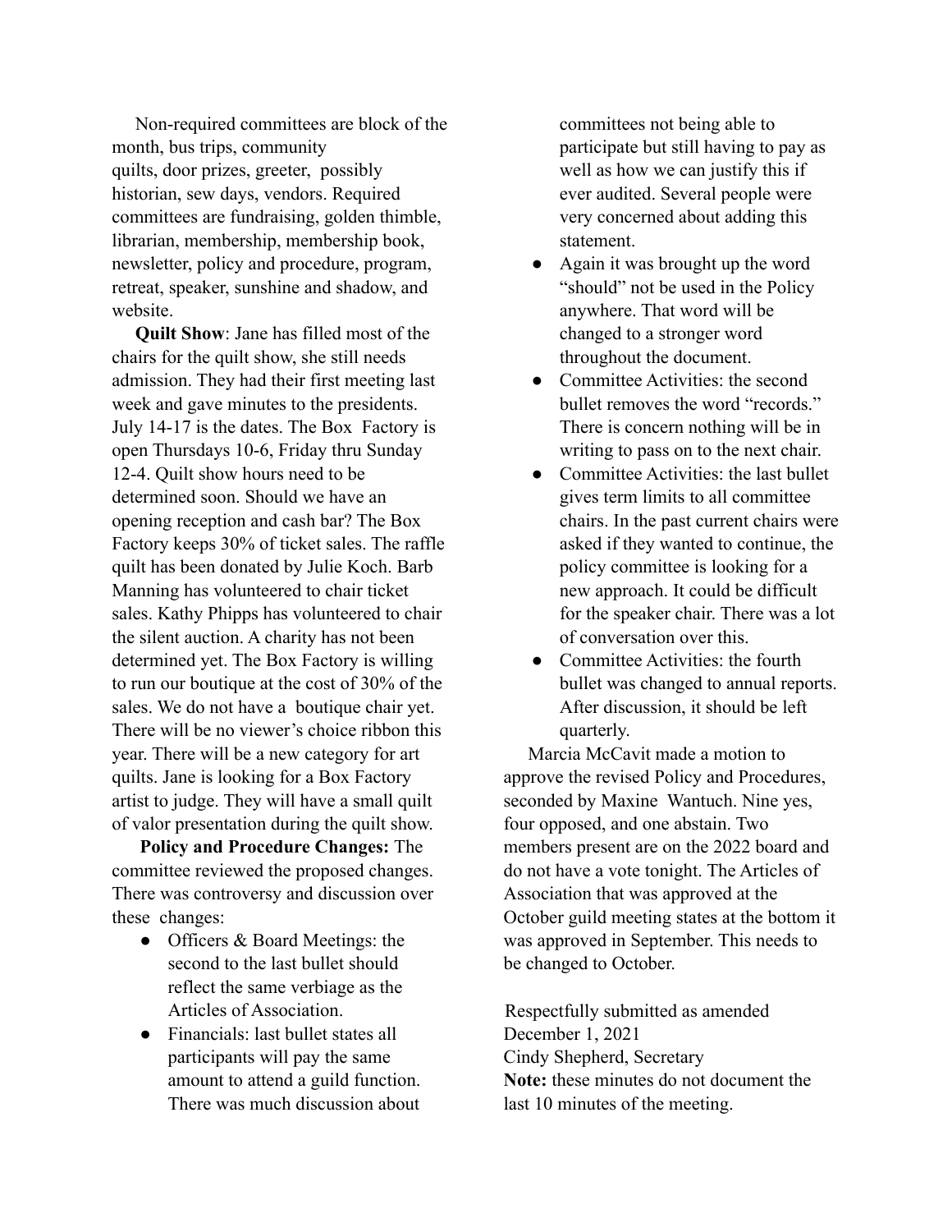Non-required committees are block of the month, bus trips, community quilts, door prizes, greeter, possibly historian, sew days, vendors. Required committees are fundraising, golden thimble, librarian, membership, membership book, newsletter, policy and procedure, program, retreat, speaker, sunshine and shadow, and website.

**Quilt Show**: Jane has filled most of the chairs for the quilt show, she still needs admission. They had their first meeting last week and gave minutes to the presidents. July 14-17 is the dates. The Box Factory is open Thursdays 10-6, Friday thru Sunday 12-4. Quilt show hours need to be determined soon. Should we have an opening reception and cash bar? The Box Factory keeps 30% of ticket sales. The raffle quilt has been donated by Julie Koch. Barb Manning has volunteered to chair ticket sales. Kathy Phipps has volunteered to chair the silent auction. A charity has not been determined yet. The Box Factory is willing to run our boutique at the cost of 30% of the sales. We do not have a boutique chair yet. There will be no viewer's choice ribbon this year. There will be a new category for art quilts. Jane is looking for a Box Factory artist to judge. They will have a small quilt of valor presentation during the quilt show.

**Policy and Procedure Changes:** The committee reviewed the proposed changes. There was controversy and discussion over these changes:

- Officers & Board Meetings: the second to the last bullet should reflect the same verbiage as the Articles of Association.
- Financials: last bullet states all participants will pay the same amount to attend a guild function. There was much discussion about committees not being able to participate but still having to pay as well as how we can justify this if ever audited. Several people were very concerned about adding this statement.
- Again it was brought up the word "should" not be used in the Policy anywhere. That word will be changed to a stronger word throughout the document.
- Committee Activities: the second bullet removes the word "records." There is concern nothing will be in writing to pass on to the next chair.
- Committee Activities: the last bullet gives term limits to all committee chairs. In the past current chairs were asked if they wanted to continue, the policy committee is looking for a new approach. It could be difficult for the speaker chair. There was a lot of conversation over this.
- Committee Activities: the fourth bullet was changed to annual reports. After discussion, it should be left quarterly.

Marcia McCavit made a motion to approve the revised Policy and Procedures, seconded by Maxine Wantuch. Nine yes, four opposed, and one abstain. Two members present are on the 2022 board and do not have a vote tonight. The Articles of Association that was approved at the October guild meeting states at the bottom it was approved in September. This needs to be changed to October.

Respectfully submitted as amended
December 1, 2021
Cindy Shepherd, Secretary
**Note:** these minutes do not document the last 10 minutes of the meeting.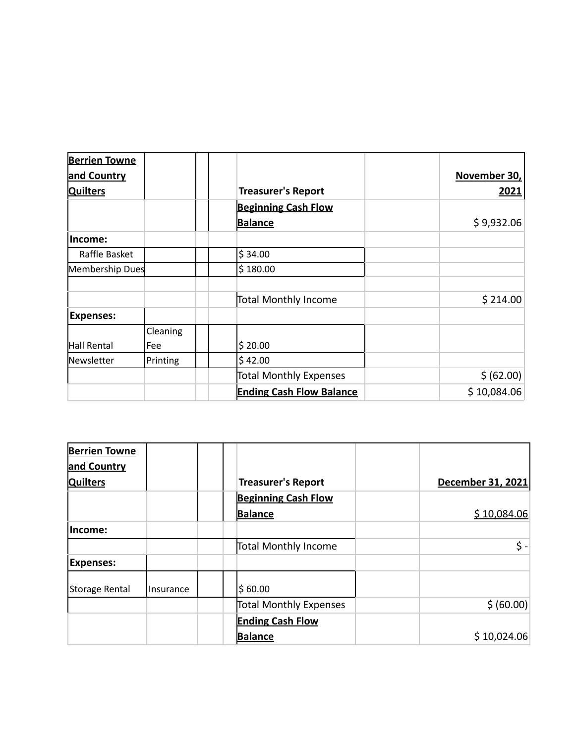| Berrien Towne and Country Quilters | | | | Treasurer's Report | | November 30, 2021 |
|---|---|---|---|---|---|---|
| | | | | Beginning Cash Flow Balance | | $ 9,932.06 |
| Income: | | | | | | |
| Raffle Basket | | | | $ 34.00 | | |
| Membership Dues | | | | $ 180.00 | | |
| | | | | | | |
| | | | | Total Monthly Income | | $ 214.00 |
| Expenses: | | | | | | |
| Hall Rental | Cleaning Fee | | | $ 20.00 | | |
| Newsletter | Printing | | | $ 42.00 | | |
| | | | | Total Monthly Expenses | | $ (62.00) |
| | | | | Ending Cash Flow Balance | | $ 10,084.06 |

| Berrien Towne and Country Quilters | | | | Treasurer's Report | | December 31, 2021 |
|---|---|---|---|---|---|---|
| | | | | Beginning Cash Flow Balance | | $ 10,084.06 |
| Income: | | | | | | |
| | | | | Total Monthly Income | | $ - |
| Expenses: | | | | | | |
| Storage Rental | Insurance | | | $ 60.00 | | |
| | | | | Total Monthly Expenses | | $ (60.00) |
| | | | | Ending Cash Flow Balance | | $ 10,024.06 |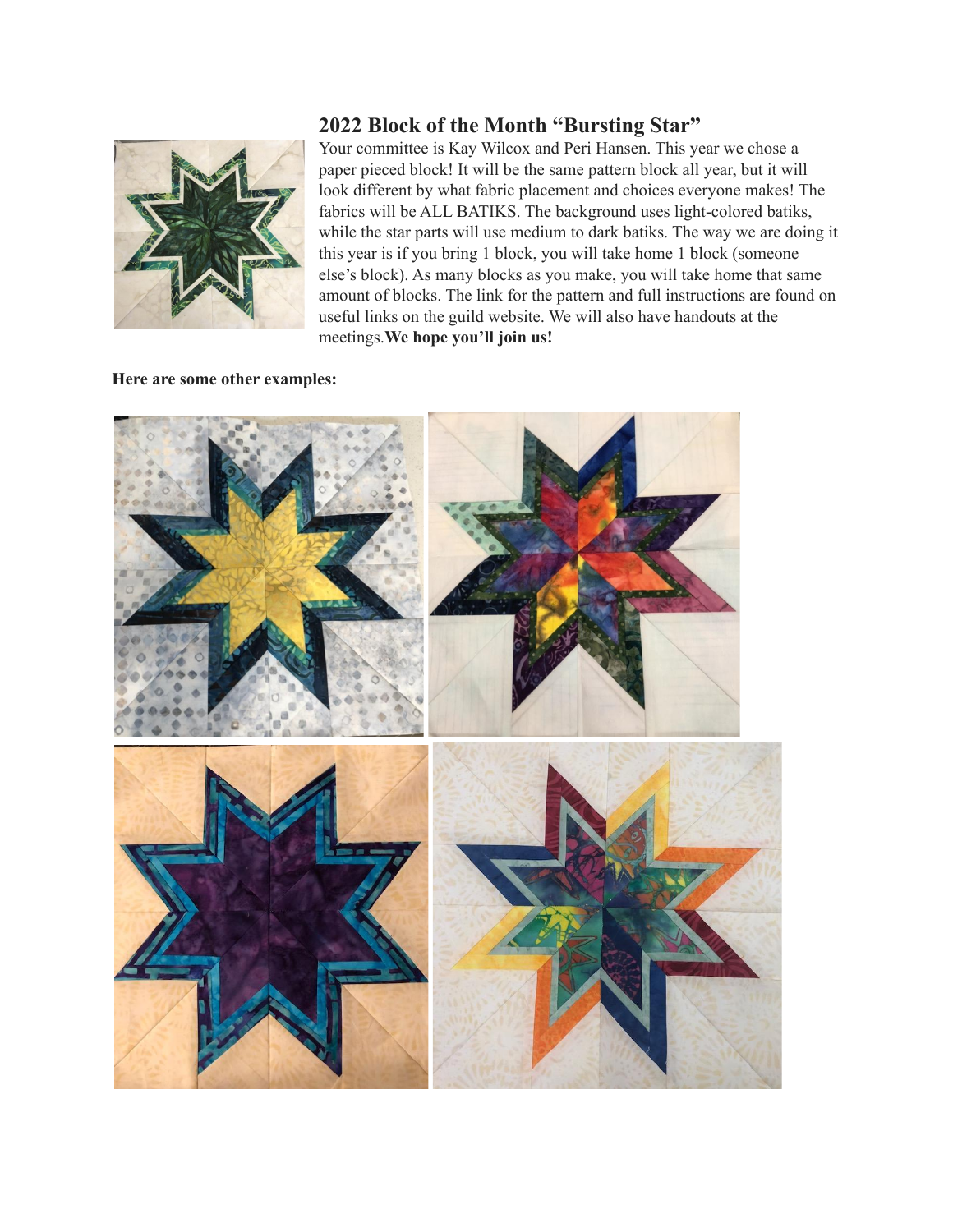## 2022 Block of the Month "Bursting Star"

Your committee is Kay Wilcox and Peri Hansen. This year we chose a paper pieced block! It will be the same pattern block all year, but it will look different by what fabric placement and choices everyone makes! The fabrics will be ALL BATIKS. The background uses light-colored batiks, while the star parts will use medium to dark batiks. The way we are doing it this year is if you bring 1 block, you will take home 1 block (someone else's block). As many blocks as you make, you will take home that same amount of blocks. The link for the pattern and full instructions are found on useful links on the guild website. We will also have handouts at the meetings. **We hope you'll join us!**

**Here are some other examples:**